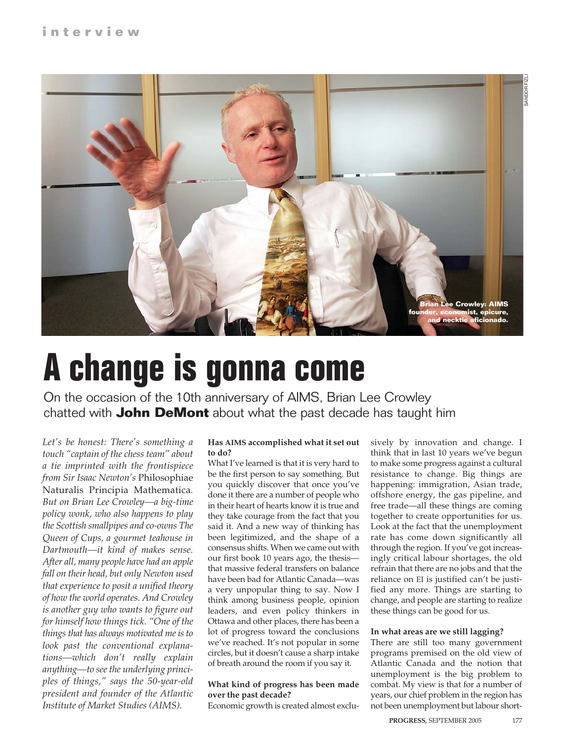interview

Brian Lee Crowley: AIMS founder, economist, epicure, and necktie aficionado.

# A change is gonna come

On the occasion of the 10th anniversary of AIMS, Brian Lee Crowley chatted with **John DeMont** about what the past decade has taught him

*Let's be honest: There's something a touch "captain of the chess team" about a tie imprinted with the frontispiece from Sir Isaac Newton's* Philosophiae Naturalis Principia Mathematica*. But on Brian Lee Crowley—a big-time policy wonk, who also happens to play the Scottish smallpipes and co-owns The Queen of Cups, a gourmet teahouse in Dartmouth—it kind of makes sense. After all, many people have had an apple fall on their head, but only Newton used that experience to posit a unified theory of how the world operates. And Crowley is another guy who wants to figure out for himself how things tick. "One of the things that has always motivated me is to look past the conventional explanations—which don't really explain anything—to see the underlying principles of things," says the 50-year-old president and founder of the Atlantic Institute of Market Studies (AIMS).*

**Has AIMS accomplished what it set out to do?**

What I've learned is that it is very hard to be the first person to say something. But you quickly discover that once you've done it there are a number of people who in their heart of hearts know it is true and they take courage from the fact that you said it. And a new way of thinking has been legitimized, and the shape of a consensus shifts. When we came out with our first book 10 years ago, the thesis—that massive federal transfers on balance have been bad for Atlantic Canada—was a very unpopular thing to say. Now I think among business people, opinion leaders, and even policy thinkers in Ottawa and other places, there has been a lot of progress toward the conclusions we've reached. It's not popular in some circles, but it doesn't cause a sharp intake of breath around the room if you say it.

**What kind of progress has been made over the past decade?**

Economic growth is created almost exclusively by innovation and change. I think that in last 10 years we've begun to make some progress against a cultural resistance to change. Big things are happening: immigration, Asian trade, offshore energy, the gas pipeline, and free trade—all these things are coming together to create opportunities for us. Look at the fact that the unemployment rate has come down significantly all through the region. If you've got increasingly critical labour shortages, the old refrain that there are no jobs and that the reliance on EI is justified can't be justified any more. Things are starting to change, and people are starting to realize these things can be good for us.

**In what areas are we still lagging?**

There are still too many government programs premised on the old view of Atlantic Canada and the notion that unemployment is the big problem to combat. My view is that for a number of years, our chief problem in the region has not been unemployment but labour short-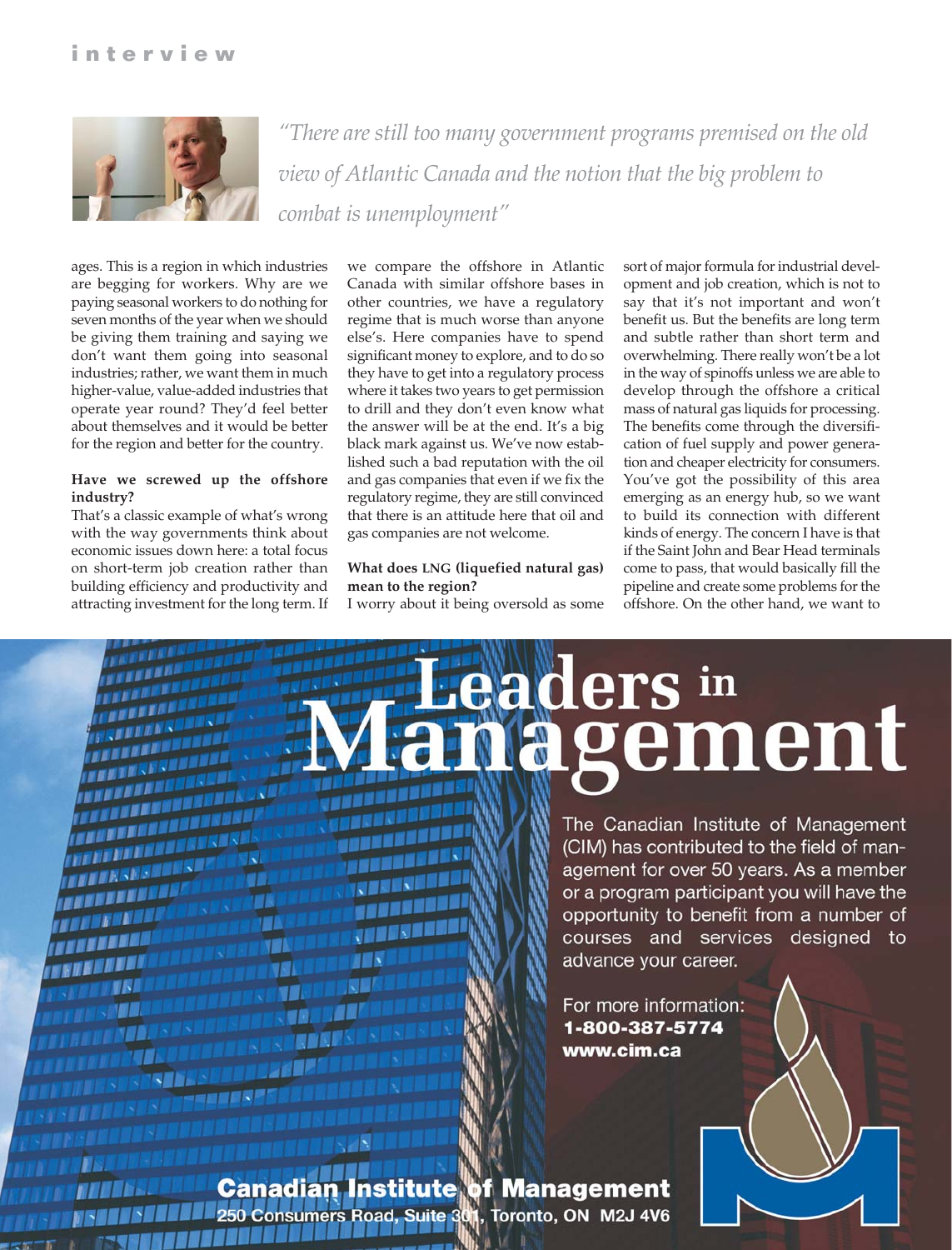*"There are still too many government programs premised on the old view of Atlantic Canada and the notion that the big problem to combat is unemployment"*

ages. This is a region in which industries are begging for workers. Why are we paying seasonal workers to do nothing for seven months of the year when we should be giving them training and saying we don't want them going into seasonal industries; rather, we want them in much higher-value, value-added industries that operate year round? They'd feel better about themselves and it would be better for the region and better for the country.

**Have we screwed up the offshore industry?**

That's a classic example of what's wrong with the way governments think about economic issues down here: a total focus on short-term job creation rather than building efficiency and productivity and attracting investment for the long term. If we compare the offshore in Atlantic Canada with similar offshore bases in other countries, we have a regulatory regime that is much worse than anyone else's. Here companies have to spend significant money to explore, and to do so they have to get into a regulatory process where it takes two years to get permission to drill and they don't even know what the answer will be at the end. It's a big black mark against us. We've now established such a bad reputation with the oil and gas companies that even if we fix the regulatory regime, they are still convinced that there is an attitude here that oil and gas companies are not welcome.

**What does LNG (liquefied natural gas) mean to the region?**

I worry about it being oversold as some sort of major formula for industrial development and job creation, which is not to say that it's not important and won't benefit us. But the benefits are long term and subtle rather than short term and overwhelming. There really won't be a lot in the way of spinoffs unless we are able to develop through the offshore a critical mass of natural gas liquids for processing. The benefits come through the diversification of fuel supply and power generation and cheaper electricity for consumers. You've got the possibility of this area emerging as an energy hub, so we want to build its connection with different kinds of energy. The concern I have is that if the Saint John and Bear Head terminals come to pass, that would basically fill the pipeline and create some problems for the offshore. On the other hand, we want to

# Leaders in Management

The Canadian Institute of Management (CIM) has contributed to the field of management for over 50 years. As a member or a program participant you will have the opportunity to benefit from a number of courses and services designed to advance your career.

For more information:
**1-800-387-5774**
**www.cim.ca**

**Canadian Institute of Management**
**250 Consumers Road, Suite 301, Toronto, ON M2J 4V6**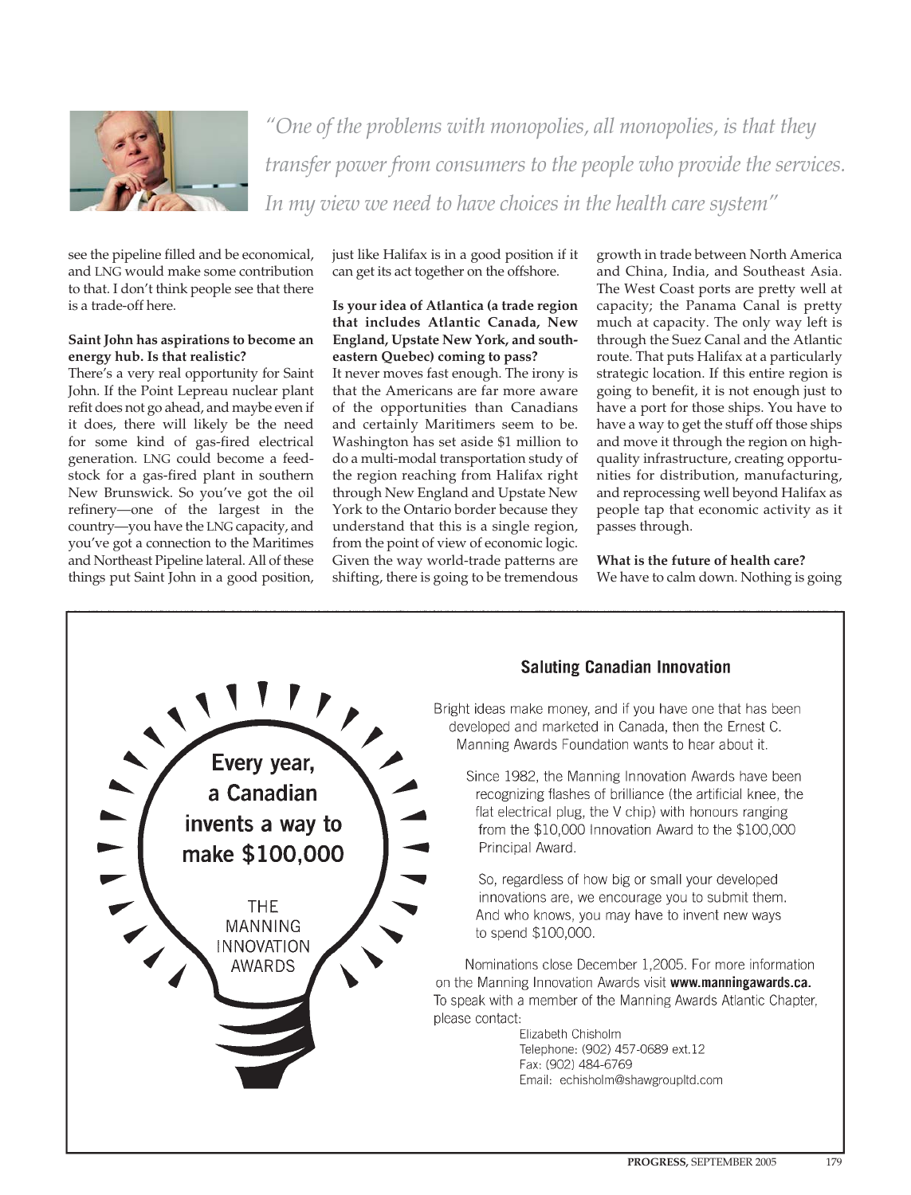> *"One of the problems with monopolies, all monopolies, is that they transfer power from consumers to the people who provide the services. In my view we need to have choices in the health care system"*

see the pipeline filled and be economical, and LNG would make some contribution to that. I don't think people see that there is a trade-off here.

**Saint John has aspirations to become an energy hub. Is that realistic?**

There's a very real opportunity for Saint John. If the Point Lepreau nuclear plant refit does not go ahead, and maybe even if it does, there will likely be the need for some kind of gas-fired electrical generation. LNG could become a feedstock for a gas-fired plant in southern New Brunswick. So you've got the oil refinery—one of the largest in the country—you have the LNG capacity, and you've got a connection to the Maritimes and Northeast Pipeline lateral. All of these things put Saint John in a good position, just like Halifax is in a good position if it can get its act together on the offshore.

**Is your idea of Atlantica (a trade region that includes Atlantic Canada, New England, Upstate New York, and southeastern Quebec) coming to pass?**

It never moves fast enough. The irony is that the Americans are far more aware of the opportunities than Canadians and certainly Maritimers seem to be. Washington has set aside $1 million to do a multi-modal transportation study of the region reaching from Halifax right through New England and Upstate New York to the Ontario border because they understand that this is a single region, from the point of view of economic logic. Given the way world-trade patterns are shifting, there is going to be tremendous growth in trade between North America and China, India, and Southeast Asia. The West Coast ports are pretty well at capacity; the Panama Canal is pretty much at capacity. The only way left is through the Suez Canal and the Atlantic route. That puts Halifax at a particularly strategic location. If this entire region is going to benefit, it is not enough just to have a port for those ships. You have to have a way to get the stuff off those ships and move it through the region on high-quality infrastructure, creating opportunities for distribution, manufacturing, and reprocessing well beyond Halifax as people tap that economic activity as it passes through.

**What is the future of health care?**

We have to calm down. Nothing is going

---

**Every year, a Canadian invents a way to make $100,000**

THE MANNING INNOVATION AWARDS

### Saluting Canadian Innovation

Bright ideas make money, and if you have one that has been developed and marketed in Canada, then the Ernest C. Manning Awards Foundation wants to hear about it.

Since 1982, the Manning Innovation Awards have been recognizing flashes of brilliance (the artificial knee, the flat electrical plug, the V chip) with honours ranging from the $10,000 Innovation Award to the $100,000 Principal Award.

So, regardless of how big or small your developed innovations are, we encourage you to submit them. And who knows, you may have to invent new ways to spend $100,000.

Nominations close December 1,2005. For more information on the Manning Innovation Awards visit **www.manningawards.ca.** To speak with a member of the Manning Awards Atlantic Chapter, please contact:

Elizabeth Chisholm
Telephone: (902) 457-0689 ext.12
Fax: (902) 484-6769
Email: echisholm@shawgroupltd.com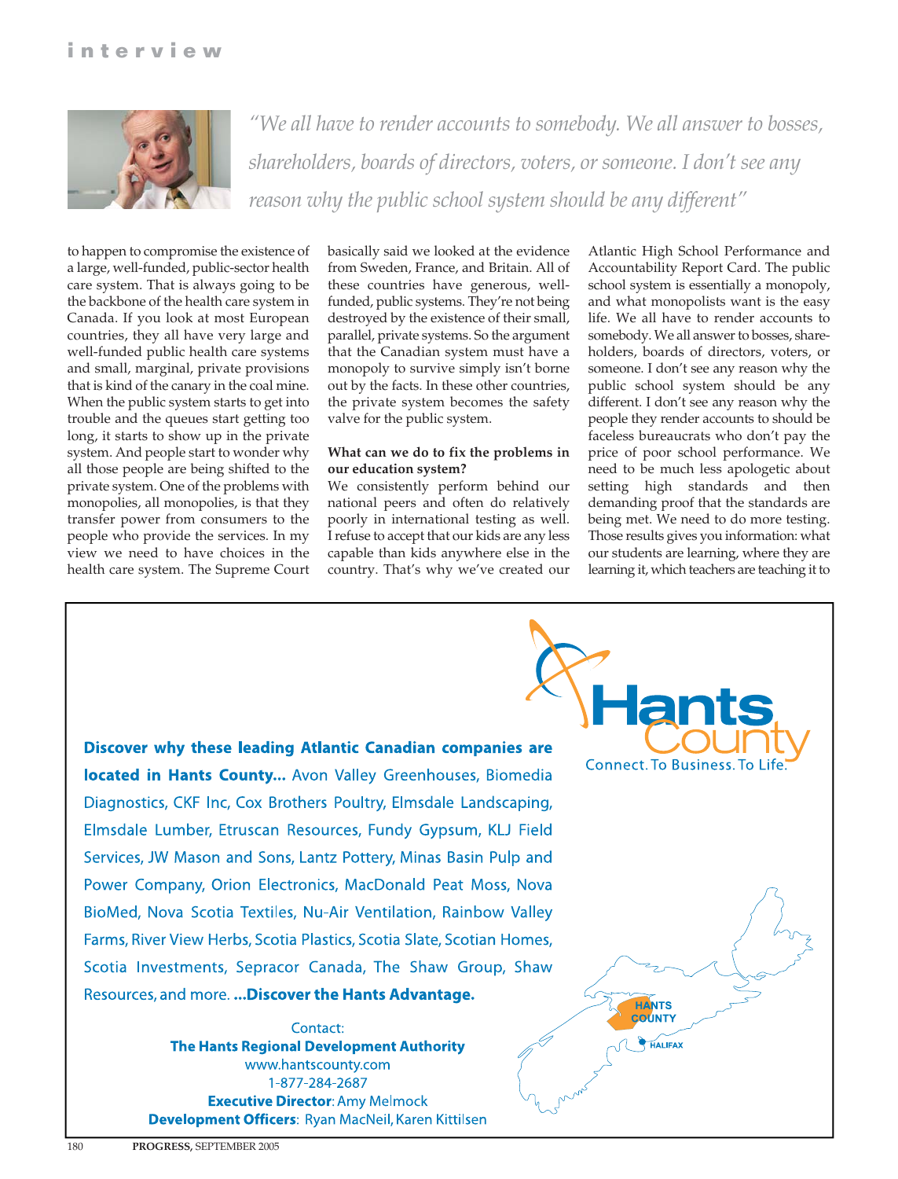*"We all have to render accounts to somebody. We all answer to bosses, shareholders, boards of directors, voters, or someone. I don't see any reason why the public school system should be any different"*

to happen to compromise the existence of a large, well-funded, public-sector health care system. That is always going to be the backbone of the health care system in Canada. If you look at most European countries, they all have very large and well-funded public health care systems and small, marginal, private provisions that is kind of the canary in the coal mine. When the public system starts to get into trouble and the queues start getting too long, it starts to show up in the private system. And people start to wonder why all those people are being shifted to the private system. One of the problems with monopolies, all monopolies, is that they transfer power from consumers to the people who provide the services. In my view we need to have choices in the health care system. The Supreme Court basically said we looked at the evidence from Sweden, France, and Britain. All of these countries have generous, well-funded, public systems. They're not being destroyed by the existence of their small, parallel, private systems. So the argument that the Canadian system must have a monopoly to survive simply isn't borne out by the facts. In these other countries, the private system becomes the safety valve for the public system.

**What can we do to fix the problems in our education system?**

We consistently perform behind our national peers and often do relatively poorly in international testing as well. I refuse to accept that our kids are any less capable than kids anywhere else in the country. That's why we've created our Atlantic High School Performance and Accountability Report Card. The public school system is essentially a monopoly, and what monopolists want is the easy life. We all have to render accounts to somebody. We all answer to bosses, shareholders, boards of directors, voters, or someone. I don't see any reason why the public school system should be any different. I don't see any reason why the people they render accounts to should be faceless bureaucrats who don't pay the price of poor school performance. We need to be much less apologetic about setting high standards and then demanding proof that the standards are being met. We need to do more testing. Those results gives you information: what our students are learning, where they are learning it, which teachers are teaching it to

---

**Hants County**
Connect. To Business. To Life.

**Discover why these leading Atlantic Canadian companies are located in Hants County...** Avon Valley Greenhouses, Biomedia Diagnostics, CKF Inc, Cox Brothers Poultry, Elmsdale Landscaping, Elmsdale Lumber, Etruscan Resources, Fundy Gypsum, KLJ Field Services, JW Mason and Sons, Lantz Pottery, Minas Basin Pulp and Power Company, Orion Electronics, MacDonald Peat Moss, Nova BioMed, Nova Scotia Textiles, Nu-Air Ventilation, Rainbow Valley Farms, River View Herbs, Scotia Plastics, Scotia Slate, Scotian Homes, Scotia Investments, Sepracor Canada, The Shaw Group, Shaw Resources, and more. **...Discover the Hants Advantage.**

Contact:
**The Hants Regional Development Authority**
www.hantscounty.com
1-877-284-2687
**Executive Director**: Amy Melmock
**Development Officers**: Ryan MacNeil, Karen Kittilsen

HANTS COUNTY
HALIFAX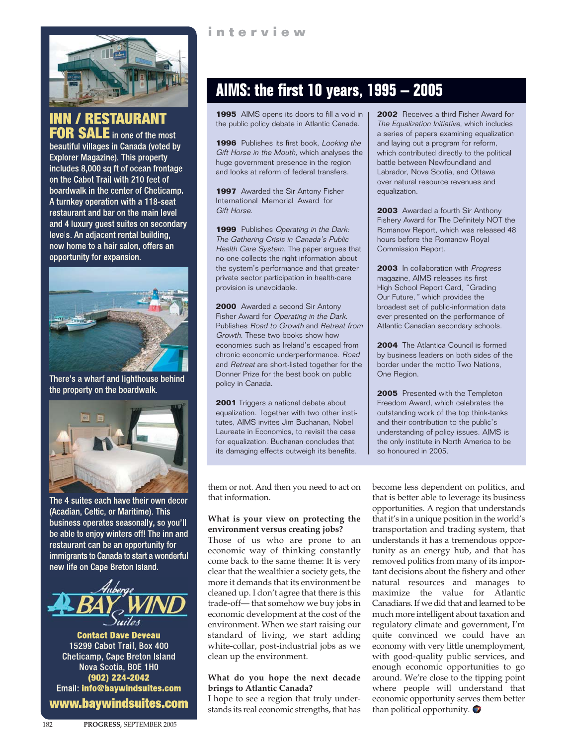interview

# AIMS: the first 10 years, 1995 – 2005

**1995** AIMS opens its doors to fill a void in the public policy debate in Atlantic Canada.

**1996** Publishes its first book, *Looking the Gift Horse in the Mouth*, which analyses the huge government presence in the region and looks at reform of federal transfers.

**1997** Awarded the Sir Antony Fisher International Memorial Award for *Gift Horse*.

**1999** Publishes *Operating in the Dark: The Gathering Crisis in Canada's Public Health Care System*. The paper argues that no one collects the right information about the system's performance and that greater private sector participation in health-care provision is unavoidable.

**2000** Awarded a second Sir Antony Fisher Award for *Operating in the Dark*. Publishes *Road to Growth* and *Retreat from Growth*. These two books show how economies such as Ireland's escaped from chronic economic underperformance. *Road* and *Retreat* are short-listed together for the Donner Prize for the best book on public policy in Canada.

**2001** Triggers a national debate about equalization. Together with two other institutes, AIMS invites Jim Buchanan, Nobel Laureate in Economics, to revisit the case for equalization. Buchanan concludes that its damaging effects outweigh its benefits.

**2002** Receives a third Fisher Award for *The Equalization Initiative*, which includes a series of papers examining equalization and laying out a program for reform, which contributed directly to the political battle between Newfoundland and Labrador, Nova Scotia, and Ottawa over natural resource revenues and equalization.

**2003** Awarded a fourth Sir Anthony Fishery Award for The Definitely NOT the Romanow Report, which was released 48 hours before the Romanow Royal Commission Report.

**2003** In collaboration with *Progress* magazine, AIMS releases its first High School Report Card, "Grading Our Future," which provides the broadest set of public-information data ever presented on the performance of Atlantic Canadian secondary schools.

**2004** The Atlantica Council is formed by business leaders on both sides of the border under the motto Two Nations, One Region.

**2005** Presented with the Templeton Freedom Award, which celebrates the outstanding work of the top think-tanks and their contribution to the public's understanding of policy issues. AIMS is the only institute in North America to be so honoured in 2005.

---

them or not. And then you need to act on that information.

**What is your view on protecting the environment versus creating jobs?**

Those of us who are prone to an economic way of thinking constantly come back to the same theme: It is very clear that the wealthier a society gets, the more it demands that its environment be cleaned up. I don't agree that there is this trade-off— that somehow we buy jobs in economic development at the cost of the environment. When we start raising our standard of living, we start adding white-collar, post-industrial jobs as we clean up the environment.

**What do you hope the next decade brings to Atlantic Canada?**

I hope to see a region that truly understands its real economic strengths, that has become less dependent on politics, and that is better able to leverage its business opportunities. A region that understands that it's in a unique position in the world's transportation and trading system, that understands it has a tremendous opportunity as an energy hub, and that has removed politics from many of its important decisions about the fishery and other natural resources and manages to maximize the value for Atlantic Canadians. If we did that and learned to be much more intelligent about taxation and regulatory climate and government, I'm quite convinced we could have an economy with very little unemployment, with good-quality public services, and enough economic opportunities to go around. We're close to the tipping point where people will understand that economic opportunity serves them better than political opportunity.

---

# INN / RESTAURANT FOR SALE

in one of the most beautiful villages in Canada (voted by Explorer Magazine). This property includes 8,000 sq ft of ocean frontage on the Cabot Trail with 210 feet of boardwalk in the center of Cheticamp. A turnkey operation with a 118-seat restaurant and bar on the main level and 4 luxury guest suites on secondary levels. An adjacent rental building, now home to a hair salon, offers an opportunity for expansion.

There's a wharf and lighthouse behind the property on the boardwalk.

The 4 suites each have their own decor (Acadian, Celtic, or Maritime). This business operates seasonally, so you'll be able to enjoy winters off! The inn and restaurant are an opportunity for immigrants to Canada to start a wonderful new life on Cape Breton Island.

Auberge BAY WIND Suites

**Contact Dave Deveau**
15299 Cabot Trail, Box 400
Cheticamp, Cape Breton Island
Nova Scotia, B0E 1H0
**(902) 224-2042**
Email: **info@baywindsuites.com**
**www.baywindsuites.com**